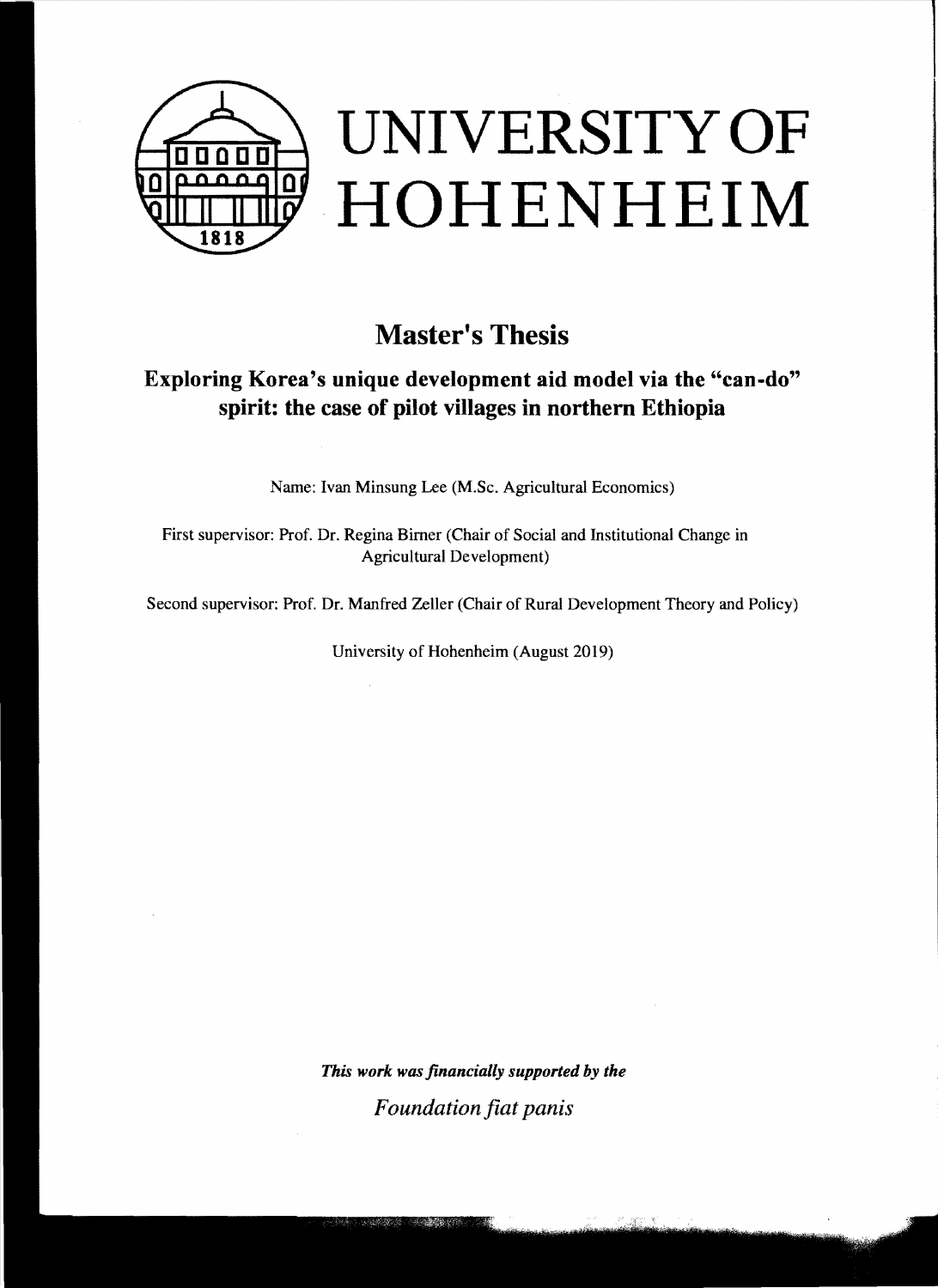# UNIVERSITY OF HOHENHEIM

## Master's Thesis

### Exploring Korea's unique development aid model via the "can-do" spirit: the case of pilot villages in northern Ethiopia

Name: Ivan Minsung Lee (M.Sc. Agricultural Economics)

First supervisor: Prof. Dr. Regina Birner (Chair of Social and Institutional Change in Agricultural Development)

Second supervisor: Prof. Dr. Manfred Zeller (Chair of Rural Development Theory and Policy)

University of Hohenheim (August 2019)

***This work was financially supported by the***

*Foundation fiat panis*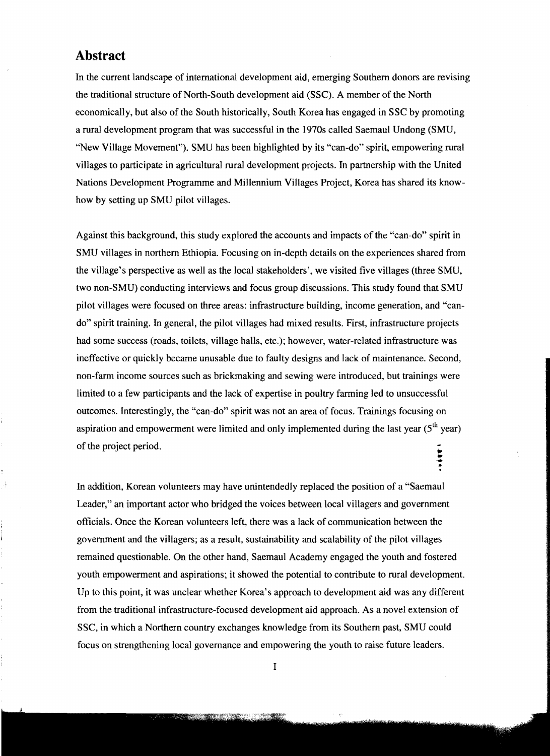# Abstract

In the current landscape of international development aid, emerging Southern donors are revising the traditional structure of North-South development aid (SSC). A member of the North economically, but also of the South historically, South Korea has engaged in SSC by promoting a rural development program that was successful in the 1970s called Saemaul Undong (SMU, "New Village Movement"). SMU has been highlighted by its "can-do" spirit, empowering rural villages to participate in agricultural rural development projects. In partnership with the United Nations Development Programme and Millennium Villages Project, Korea has shared its know-how by setting up SMU pilot villages.

Against this background, this study explored the accounts and impacts of the "can-do" spirit in SMU villages in northern Ethiopia. Focusing on in-depth details on the experiences shared from the village's perspective as well as the local stakeholders', we visited five villages (three SMU, two non-SMU) conducting interviews and focus group discussions. This study found that SMU pilot villages were focused on three areas: infrastructure building, income generation, and "can-do" spirit training. In general, the pilot villages had mixed results. First, infrastructure projects had some success (roads, toilets, village halls, etc.); however, water-related infrastructure was ineffective or quickly became unusable due to faulty designs and lack of maintenance. Second, non-farm income sources such as brickmaking and sewing were introduced, but trainings were limited to a few participants and the lack of expertise in poultry farming led to unsuccessful outcomes. Interestingly, the "can-do" spirit was not an area of focus. Trainings focusing on aspiration and empowerment were limited and only implemented during the last year ($5^{th}$ year) of the project period.

In addition, Korean volunteers may have unintendedly replaced the position of a "Saemaul Leader," an important actor who bridged the voices between local villagers and government officials. Once the Korean volunteers left, there was a lack of communication between the government and the villagers; as a result, sustainability and scalability of the pilot villages remained questionable. On the other hand, Saemaul Academy engaged the youth and fostered youth empowerment and aspirations; it showed the potential to contribute to rural development. Up to this point, it was unclear whether Korea's approach to development aid was any different from the traditional infrastructure-focused development aid approach. As a novel extension of SSC, in which a Northern country exchanges knowledge from its Southern past, SMU could focus on strengthening local governance and empowering the youth to raise future leaders.